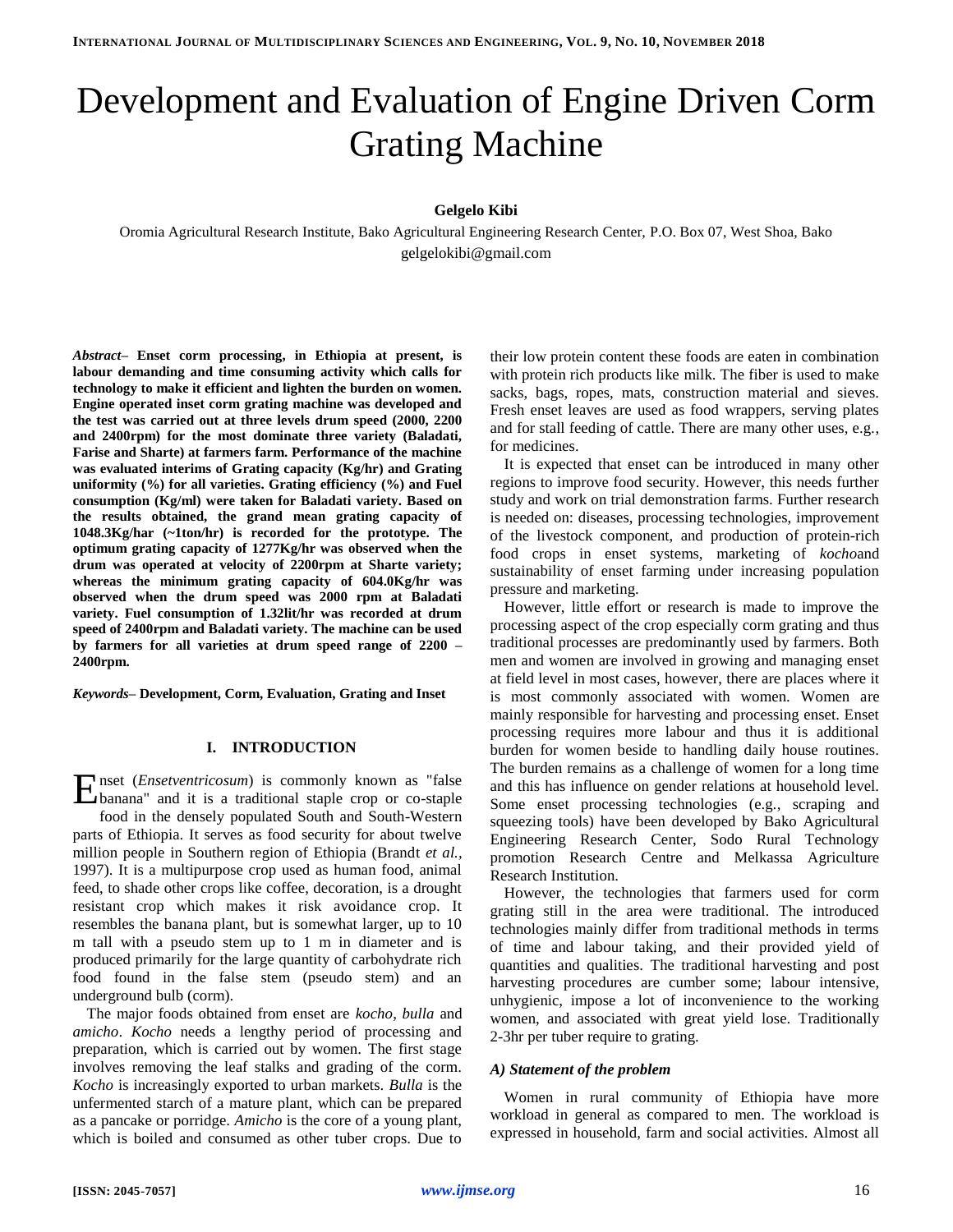# Development and Evaluation of Engine Driven Corm Grating Machine

**Gelgelo Kibi**

Oromia Agricultural Research Institute, Bako Agricultural Engineering Research Center, P.O. Box 07, West Shoa, Bako
gelgelokibi@gmail.com

***Abstract*– Enset corm processing, in Ethiopia at present, is labour demanding and time consuming activity which calls for technology to make it efficient and lighten the burden on women. Engine operated inset corm grating machine was developed and the test was carried out at three levels drum speed (2000, 2200 and 2400rpm) for the most dominate three variety (Baladati, Farise and Sharte) at farmers farm. Performance of the machine was evaluated interims of Grating capacity (Kg/hr) and Grating uniformity (%) for all varieties. Grating efficiency (%) and Fuel consumption (Kg/ml) were taken for Baladati variety. Based on the results obtained, the grand mean grating capacity of 1048.3Kg/har (~1ton/hr) is recorded for the prototype. The optimum grating capacity of 1277Kg/hr was observed when the drum was operated at velocity of 2200rpm at Sharte variety; whereas the minimum grating capacity of 604.0Kg/hr was observed when the drum speed was 2000 rpm at Baladati variety. Fuel consumption of 1.32lit/hr was recorded at drum speed of 2400rpm and Baladati variety. The machine can be used by farmers for all varieties at drum speed range of 2200 – 2400rpm.**

***Keywords*– Development, Corm, Evaluation, Grating and Inset**

## I. INTRODUCTION

Enset (*Ensetventricosum*) is commonly known as "false banana" and it is a traditional staple crop or co-staple food in the densely populated South and South-Western parts of Ethiopia. It serves as food security for about twelve million people in Southern region of Ethiopia (Brandt *et al.*, 1997). It is a multipurpose crop used as human food, animal feed, to shade other crops like coffee, decoration, is a drought resistant crop which makes it risk avoidance crop. It resembles the banana plant, but is somewhat larger, up to 10 m tall with a pseudo stem up to 1 m in diameter and is produced primarily for the large quantity of carbohydrate rich food found in the false stem (pseudo stem) and an underground bulb (corm).

The major foods obtained from enset are *kocho*, *bulla* and *amicho*. *Kocho* needs a lengthy period of processing and preparation, which is carried out by women. The first stage involves removing the leaf stalks and grading of the corm. *Kocho* is increasingly exported to urban markets. *Bulla* is the unfermented starch of a mature plant, which can be prepared as a pancake or porridge. *Amicho* is the core of a young plant, which is boiled and consumed as other tuber crops. Due to their low protein content these foods are eaten in combination with protein rich products like milk. The fiber is used to make sacks, bags, ropes, mats, construction material and sieves. Fresh enset leaves are used as food wrappers, serving plates and for stall feeding of cattle. There are many other uses, e.g., for medicines.

It is expected that enset can be introduced in many other regions to improve food security. However, this needs further study and work on trial demonstration farms. Further research is needed on: diseases, processing technologies, improvement of the livestock component, and production of protein-rich food crops in enset systems, marketing of *kocho*and sustainability of enset farming under increasing population pressure and marketing.

However, little effort or research is made to improve the processing aspect of the crop especially corm grating and thus traditional processes are predominantly used by farmers. Both men and women are involved in growing and managing enset at field level in most cases, however, there are places where it is most commonly associated with women. Women are mainly responsible for harvesting and processing enset. Enset processing requires more labour and thus it is additional burden for women beside to handling daily house routines. The burden remains as a challenge of women for a long time and this has influence on gender relations at household level. Some enset processing technologies (e.g., scraping and squeezing tools) have been developed by Bako Agricultural Engineering Research Center, Sodo Rural Technology promotion Research Centre and Melkassa Agriculture Research Institution.

However, the technologies that farmers used for corm grating still in the area were traditional. The introduced technologies mainly differ from traditional methods in terms of time and labour taking, and their provided yield of quantities and qualities. The traditional harvesting and post harvesting procedures are cumber some; labour intensive, unhygienic, impose a lot of inconvenience to the working women, and associated with great yield lose. Traditionally 2-3hr per tuber require to grating.

### *A) Statement of the problem*

Women in rural community of Ethiopia have more workload in general as compared to men. The workload is expressed in household, farm and social activities. Almost all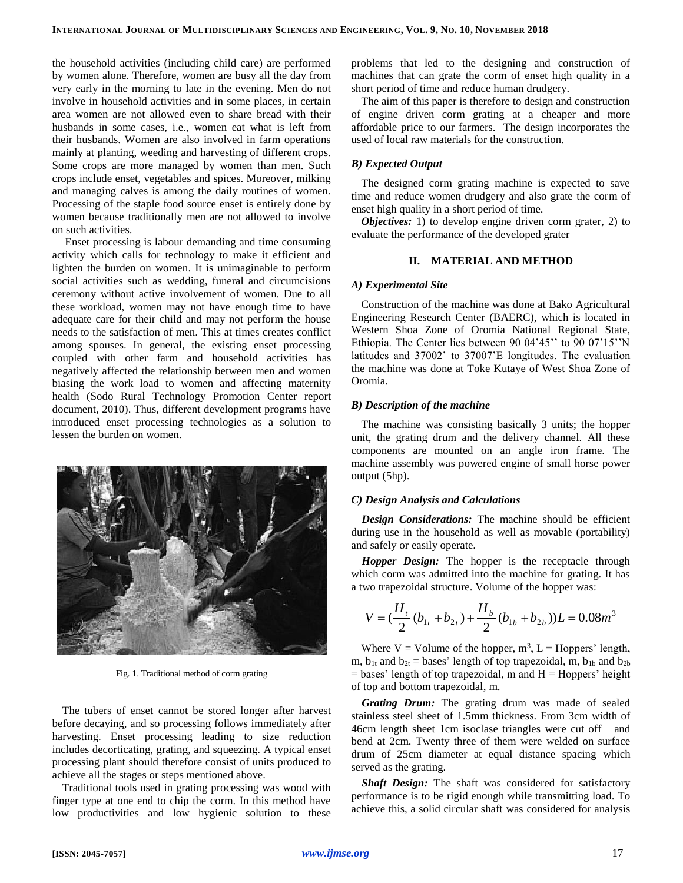the household activities (including child care) are performed by women alone. Therefore, women are busy all the day from very early in the morning to late in the evening. Men do not involve in household activities and in some places, in certain area women are not allowed even to share bread with their husbands in some cases, i.e., women eat what is left from their husbands. Women are also involved in farm operations mainly at planting, weeding and harvesting of different crops. Some crops are more managed by women than men. Such crops include enset, vegetables and spices. Moreover, milking and managing calves is among the daily routines of women. Processing of the staple food source enset is entirely done by women because traditionally men are not allowed to involve on such activities.

Enset processing is labour demanding and time consuming activity which calls for technology to make it efficient and lighten the burden on women. It is unimaginable to perform social activities such as wedding, funeral and circumcisions ceremony without active involvement of women. Due to all these workload, women may not have enough time to have adequate care for their child and may not perform the house needs to the satisfaction of men. This at times creates conflict among spouses. In general, the existing enset processing coupled with other farm and household activities has negatively affected the relationship between men and women biasing the work load to women and affecting maternity health (Sodo Rural Technology Promotion Center report document, 2010). Thus, different development programs have introduced enset processing technologies as a solution to lessen the burden on women.

Fig. 1. Traditional method of corm grating

The tubers of enset cannot be stored longer after harvest before decaying, and so processing follows immediately after harvesting. Enset processing leading to size reduction includes decorticating, grating, and squeezing. A typical enset processing plant should therefore consist of units produced to achieve all the stages or steps mentioned above.

Traditional tools used in grating processing was wood with finger type at one end to chip the corm. In this method have low productivities and low hygienic solution to these problems that led to the designing and construction of machines that can grate the corm of enset high quality in a short period of time and reduce human drudgery.

The aim of this paper is therefore to design and construction of engine driven corm grating at a cheaper and more affordable price to our farmers. The design incorporates the used of local raw materials for the construction.

### B) Expected Output

The designed corm grating machine is expected to save time and reduce women drudgery and also grate the corm of enset high quality in a short period of time.

***Objectives:*** 1) to develop engine driven corm grater, 2) to evaluate the performance of the developed grater

## II. MATERIAL AND METHOD

### A) Experimental Site

Construction of the machine was done at Bako Agricultural Engineering Research Center (BAERC), which is located in Western Shoa Zone of Oromia National Regional State, Ethiopia. The Center lies between 90 04'45'' to 90 07'15''N latitudes and 37002' to 37007'E longitudes. The evaluation the machine was done at Toke Kutaye of West Shoa Zone of Oromia.

### B) Description of the machine

The machine was consisting basically 3 units; the hopper unit, the grating drum and the delivery channel. All these components are mounted on an angle iron frame. The machine assembly was powered engine of small horse power output (5hp).

### C) Design Analysis and Calculations

***Design Considerations:*** The machine should be efficient during use in the household as well as movable (portability) and safely or easily operate.

***Hopper Design:*** The hopper is the receptacle through which corm was admitted into the machine for grating. It has a two trapezoidal structure. Volume of the hopper was:

$$V = \left(\frac{H_t}{2}(b_{1t} + b_{2t}) + \frac{H_b}{2}(b_{1b} + b_{2b})\right)L = 0.08m^3$$

Where V = Volume of the hopper, $m^3$, L = Hoppers' length, m, $b_{1t}$ and $b_{2t}$ = bases' length of top trapezoidal, m, $b_{1b}$ and $b_{2b}$ = bases' length of top trapezoidal, m and H = Hoppers' height of top and bottom trapezoidal, m.

***Grating Drum:*** The grating drum was made of sealed stainless steel sheet of 1.5mm thickness. From 3cm width of 46cm length sheet 1cm isoclase triangles were cut off and bend at 2cm. Twenty three of them were welded on surface drum of 25cm diameter at equal distance spacing which served as the grating.

***Shaft Design:*** The shaft was considered for satisfactory performance is to be rigid enough while transmitting load. To achieve this, a solid circular shaft was considered for analysis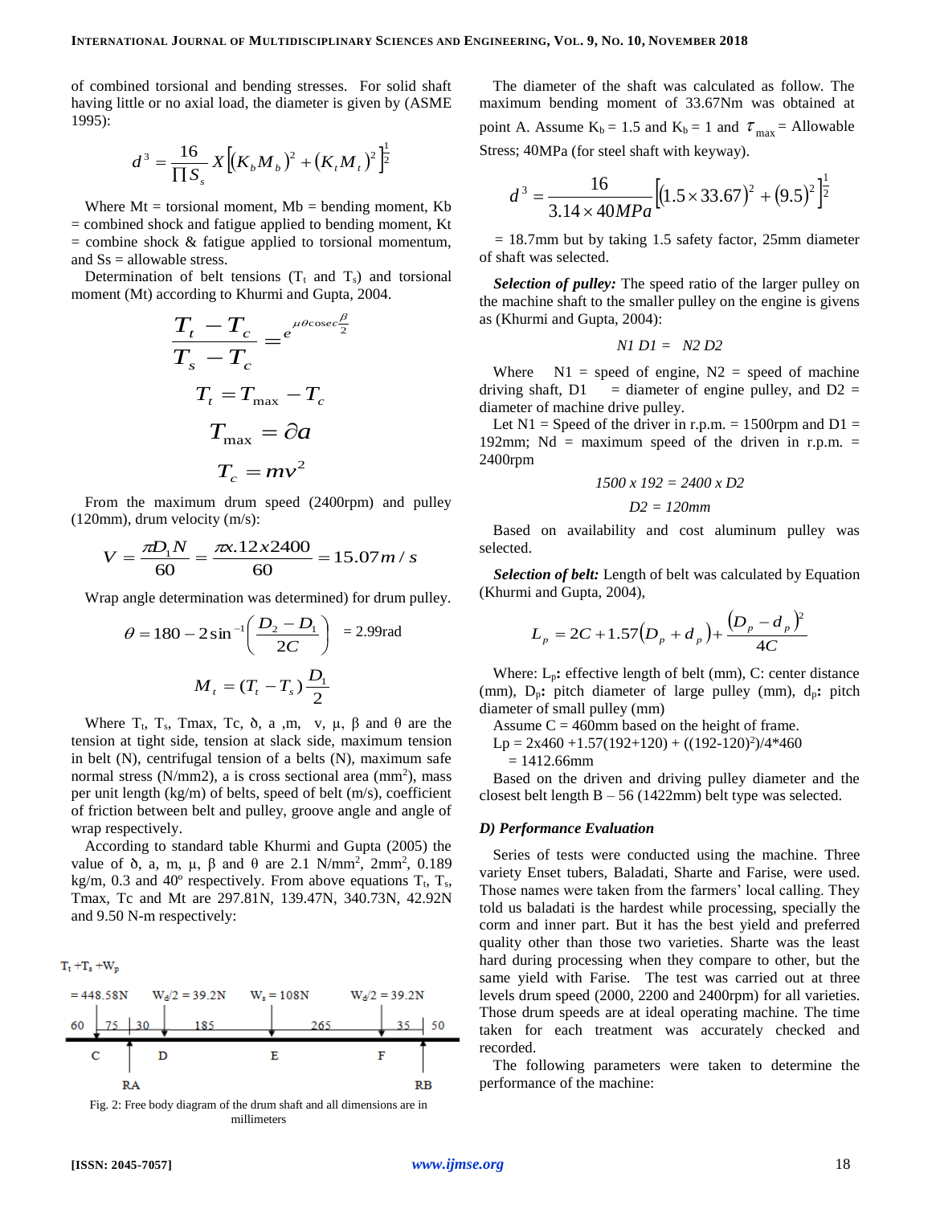of combined torsional and bending stresses. For solid shaft having little or no axial load, the diameter is given by (ASME 1995):

$$d^3 = \frac{16}{\Pi S_s} X\left[(K_b M_b)^2 + (K_t M_t)^2\right]^{\frac{1}{2}}$$

Where Mt = torsional moment, Mb = bending moment, Kb = combined shock and fatigue applied to bending moment, Kt = combine shock & fatigue applied to torsional momentum, and Ss = allowable stress.

Determination of belt tensions ($T_t$ and $T_s$) and torsional moment (Mt) according to Khurmi and Gupta, 2004.

$$\frac{T_t - T_c}{T_s - T_c} = e^{\mu\theta\operatorname{cosec}\frac{\beta}{2}}$$

$$T_t = T_{\max} - T_c$$

$$T_{\max} = \partial a$$

$$T_c = mv^2$$

From the maximum drum speed (2400rpm) and pulley (120mm), drum velocity (m/s):

$$V = \frac{\pi D_1 N}{60} = \frac{\pi x.12x2400}{60} = 15.07 m/s$$

Wrap angle determination was determined) for drum pulley.

$$\theta = 180 - 2\sin^{-1}\left(\frac{D_2 - D_1}{2C}\right) = 2.99\text{rad}$$

$$M_t = (T_t - T_s)\frac{D_1}{2}$$

Where $T_t$, $T_s$, Tmax, Tc, ð, a ,m, v, μ, β and θ are the tension at tight side, tension at slack side, maximum tension in belt (N), centrifugal tension of a belts (N), maximum safe normal stress (N/mm$^2$), a is cross sectional area (mm$^2$), mass per unit length (kg/m) of belts, speed of belt (m/s), coefficient of friction between belt and pulley, groove angle and angle of wrap respectively.

According to standard table Khurmi and Gupta (2005) the value of ð, a, m, μ, β and θ are 2.1 N/mm$^2$, 2mm$^2$, 0.189 kg/m, 0.3 and 40$^o$ respectively. From above equations $T_t$, $T_s$, Tmax, Tc and Mt are 297.81N, 139.47N, 340.73N, 42.92N and 9.50 N-m respectively:

$T_t + T_s + W_p$ = 448.58N; $W_d/2$ = 39.2N; $W_s$ = 108N; $W_d/2$ = 39.2N; 60, 75, 30, 185, 265, 35, 50; C, D, E, F; RA, RB

Fig. 2: Free body diagram of the drum shaft and all dimensions are in millimeters

The diameter of the shaft was calculated as follow. The maximum bending moment of 33.67Nm was obtained at point A. Assume $K_b$ = 1.5 and $K_b$ = 1 and $\tau_{\max}$ = Allowable Stress; 40MPa (for steel shaft with keyway).

$$d^3 = \frac{16}{3.14 \times 40MPa}\left[(1.5 \times 33.67)^2 + (9.5)^2\right]^{\frac{1}{2}}$$

= 18.7mm but by taking 1.5 safety factor, 25mm diameter of shaft was selected.

***Selection of pulley:*** The speed ratio of the larger pulley on the machine shaft to the smaller pulley on the engine is givens as (Khurmi and Gupta, 2004):

*N1 D1 = N2 D2*

Where N1 = speed of engine, N2 = speed of machine driving shaft, D1 = diameter of engine pulley, and D2 = diameter of machine drive pulley.

Let N1 = Speed of the driver in r.p.m. = 1500rpm and D1 = 192mm; Nd = maximum speed of the driven in r.p.m. = 2400rpm

*1500 x 192 = 2400 x D2*

*D2 = 120mm*

Based on availability and cost aluminum pulley was selected.

***Selection of belt:*** Length of belt was calculated by Equation (Khurmi and Gupta, 2004),

$$L_p = 2C + 1.57(D_p + d_p) + \frac{(D_p - d_p)^2}{4C}$$

Where: $L_p$**:** effective length of belt (mm), C: center distance (mm), $D_p$**:** pitch diameter of large pulley (mm), $d_p$**:** pitch diameter of small pulley (mm)

Assume C = 460mm based on the height of frame.

Lp = 2x460 +1.57(192+120) + ((192-120)$^2$)/4*460 = 1412.66mm

Based on the driven and driving pulley diameter and the closest belt length B – 56 (1422mm) belt type was selected.

### *D) Performance Evaluation*

Series of tests were conducted using the machine. Three variety Enset tubers, Baladati, Sharte and Farise, were used. Those names were taken from the farmers' local calling. They told us baladati is the hardest while processing, specially the corm and inner part. But it has the best yield and preferred quality other than those two varieties. Sharte was the least hard during processing when they compare to other, but the same yield with Farise. The test was carried out at three levels drum speed (2000, 2200 and 2400rpm) for all varieties. Those drum speeds are at ideal operating machine. The time taken for each treatment was accurately checked and recorded.

The following parameters were taken to determine the performance of the machine: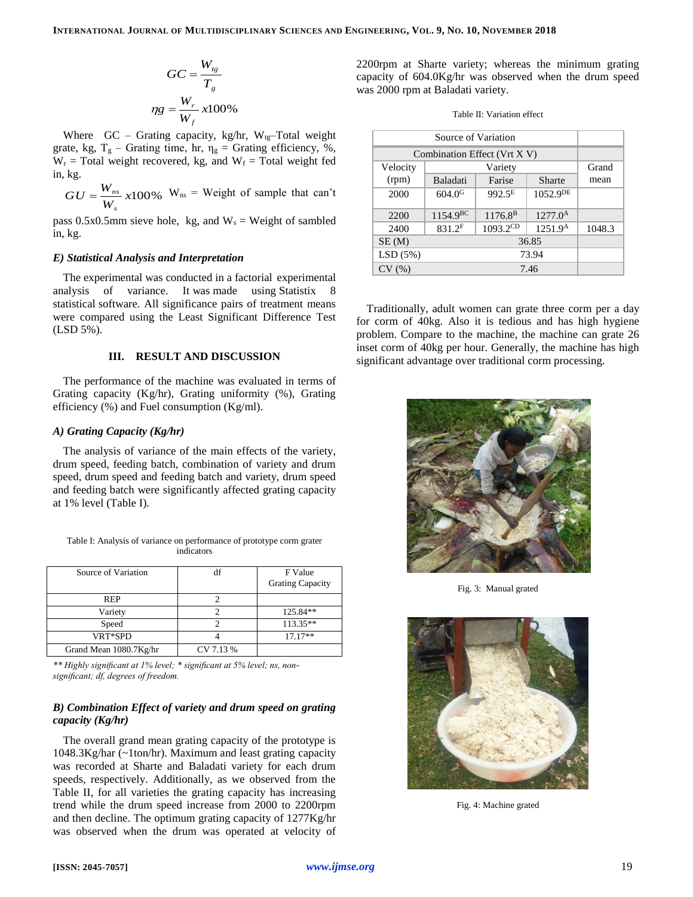$$GC = \frac{W_{tg}}{T_g}$$

$$\eta g = \frac{W_r}{W_f} x100\%$$

Where GC – Grating capacity, kg/hr, $W_{tg}$–Total weight grate, kg, $T_g$ – Grating time, hr, $\eta_g$ = Grating efficiency, %, $W_r$ = Total weight recovered, kg, and $W_f$ = Total weight fed in, kg.

$$GU = \frac{W_{ns}}{W_s} x100\%$$

$W_{ns}$ = Weight of sample that can't pass 0.5x0.5mm sieve hole, kg, and $W_s$ = Weight of sambled in, kg.

### *E) Statistical Analysis and Interpretation*

The experimental was conducted in a factorial experimental analysis of variance. It was made using Statistix 8 statistical software. All significance pairs of treatment means were compared using the Least Significant Difference Test (LSD 5%).

## III. RESULT AND DISCUSSION

The performance of the machine was evaluated in terms of Grating capacity (Kg/hr), Grating uniformity (%), Grating efficiency (%) and Fuel consumption (Kg/ml).

### *A) Grating Capacity (Kg/hr)*

The analysis of variance of the main effects of the variety, drum speed, feeding batch, combination of variety and drum speed, drum speed and feeding batch and variety, drum speed and feeding batch were significantly affected grating capacity at 1% level (Table I).

Table I: Analysis of variance on performance of prototype corm grater indicators

| Source of Variation | df | F Value Grating Capacity |
|---|---|---|
| REP | 2 | |
| Variety | 2 | 125.84** |
| Speed | 2 | 113.35** |
| VRT*SPD | 4 | 17.17** |
| Grand Mean 1080.7Kg/hr | CV 7.13 % | |

*\*\* Highly significant at 1% level; \* significant at 5% level; ns, non-significant; df, degrees of freedom.*

### *B) Combination Effect of variety and drum speed on grating capacity (Kg/hr)*

The overall grand mean grating capacity of the prototype is 1048.3Kg/har (~1ton/hr). Maximum and least grating capacity was recorded at Sharte and Baladati variety for each drum speeds, respectively. Additionally, as we observed from the Table II, for all varieties the grating capacity has increasing trend while the drum speed increase from 2000 to 2200rpm and then decline. The optimum grating capacity of 1277Kg/hr was observed when the drum was operated at velocity of 2200rpm at Sharte variety; whereas the minimum grating capacity of 604.0Kg/hr was observed when the drum speed was 2000 rpm at Baladati variety.

Table II: Variation effect

| Source of Variation | | | | |
|---|---|---|---|---|
| Combination Effect (Vrt X V) | | | | |
| Velocity (rpm) | Variety | | | Grand mean |
| | Baladati | Farise | Sharte | |
| 2000 | $604.0^{G}$ | $992.5^{E}$ | $1052.9^{DE}$ | |
| 2200 | $1154.9^{BC}$ | $1176.8^{B}$ | $1277.0^{A}$ | |
| 2400 | $831.2^{F}$ | $1093.2^{CD}$ | $1251.9^{A}$ | 1048.3 |
| SE (M) | 36.85 | | | |
| LSD (5%) | 73.94 | | | |
| CV (%) | 7.46 | | | |

Traditionally, adult women can grate three corm per a day for corm of 40kg. Also it is tedious and has high hygiene problem. Compare to the machine, the machine can grate 26 inset corm of 40kg per hour. Generally, the machine has high significant advantage over traditional corm processing.

Fig. 3: Manual grated

Fig. 4: Machine grated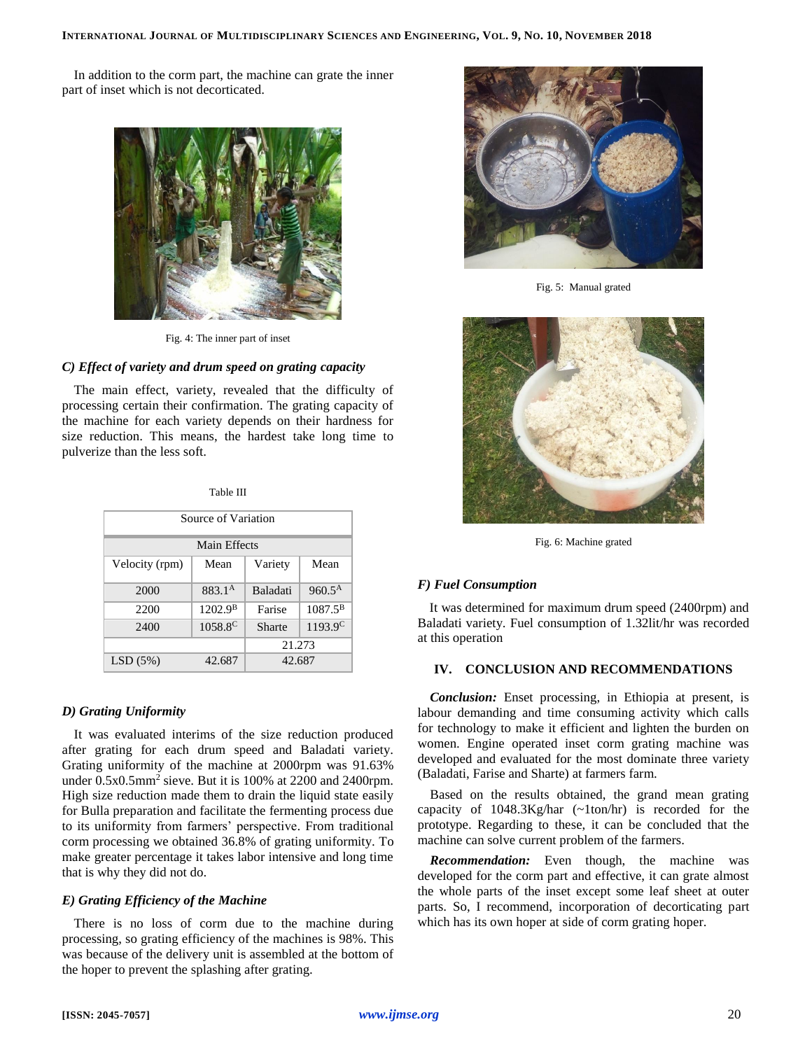In addition to the corm part, the machine can grate the inner part of inset which is not decorticated.

Fig. 4: The inner part of inset

### *C) Effect of variety and drum speed on grating capacity*

The main effect, variety, revealed that the difficulty of processing certain their confirmation. The grating capacity of the machine for each variety depends on their hardness for size reduction. This means, the hardest take long time to pulverize than the less soft.

Table III

| Source of Variation | | | |
|---|---|---|---|
| Main Effects | | | |
| Velocity (rpm) | Mean | Variety | Mean |
| 2000 | $883.1^{A}$ | Baladati | $960.5^{A}$ |
| 2200 | $1202.9^{B}$ | Farise | $1087.5^{B}$ |
| 2400 | $1058.8^{C}$ | Sharte | $1193.9^{C}$ |
| | | 21.273 | |
| LSD (5%) | 42.687 | 42.687 | |

### *D) Grating Uniformity*

It was evaluated interims of the size reduction produced after grating for each drum speed and Baladati variety. Grating uniformity of the machine at 2000rpm was 91.63% under $0.5x0.5mm^2$ sieve. But it is 100% at 2200 and 2400rpm. High size reduction made them to drain the liquid state easily for Bulla preparation and facilitate the fermenting process due to its uniformity from farmers' perspective. From traditional corm processing we obtained 36.8% of grating uniformity. To make greater percentage it takes labor intensive and long time that is why they did not do.

### *E) Grating Efficiency of the Machine*

There is no loss of corm due to the machine during processing, so grating efficiency of the machines is 98%. This was because of the delivery unit is assembled at the bottom of the hoper to prevent the splashing after grating.

Fig. 5: Manual grated

Fig. 6: Machine grated

### *F) Fuel Consumption*

It was determined for maximum drum speed (2400rpm) and Baladati variety. Fuel consumption of 1.32lit/hr was recorded at this operation

## IV. CONCLUSION AND RECOMMENDATIONS

***Conclusion:*** Enset processing, in Ethiopia at present, is labour demanding and time consuming activity which calls for technology to make it efficient and lighten the burden on women. Engine operated inset corm grating machine was developed and evaluated for the most dominate three variety (Baladati, Farise and Sharte) at farmers farm.

Based on the results obtained, the grand mean grating capacity of 1048.3Kg/har (~1ton/hr) is recorded for the prototype. Regarding to these, it can be concluded that the machine can solve current problem of the farmers.

***Recommendation:*** Even though, the machine was developed for the corm part and effective, it can grate almost the whole parts of the inset except some leaf sheet at outer parts. So, I recommend, incorporation of decorticating part which has its own hoper at side of corm grating hoper.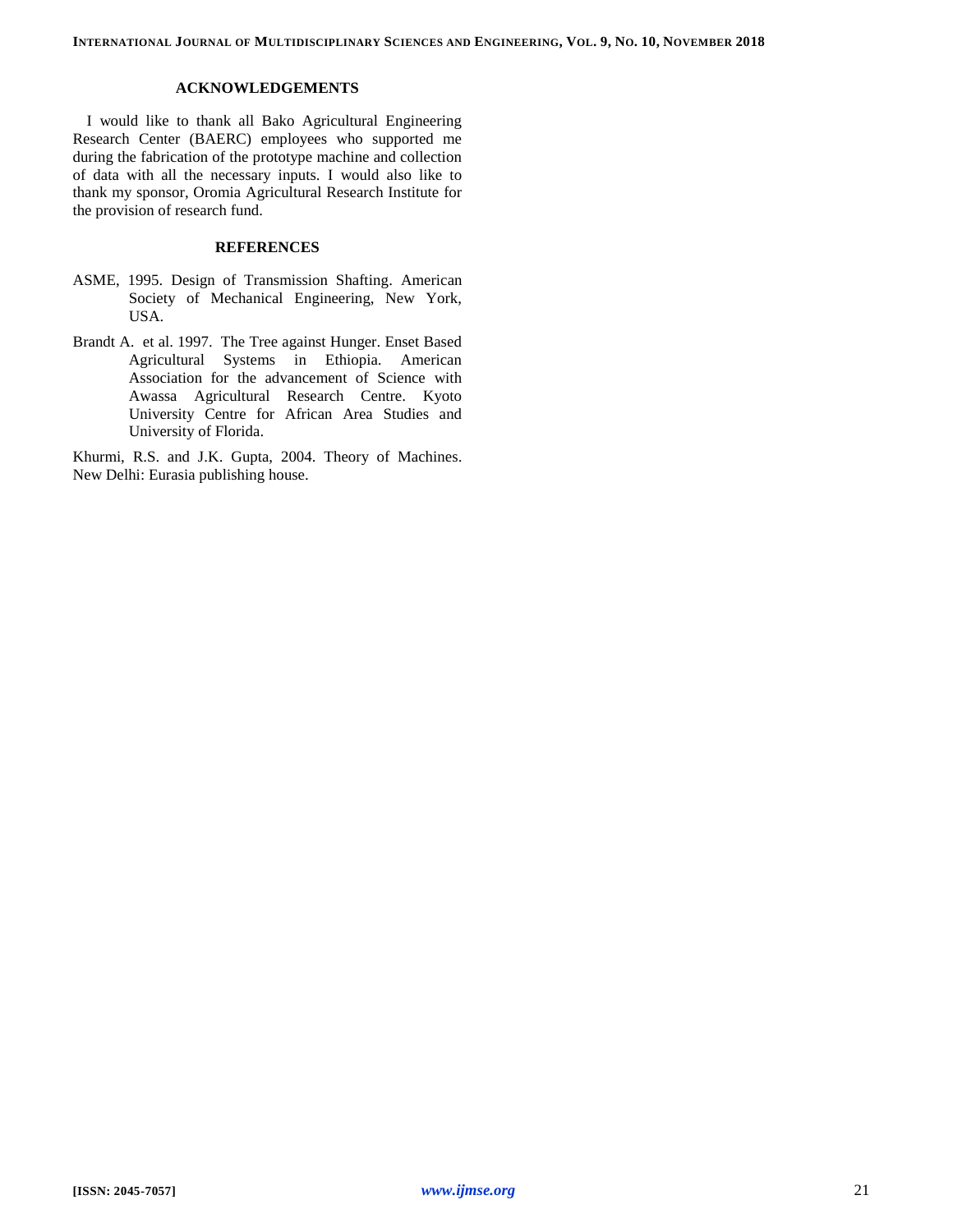## ACKNOWLEDGEMENTS

I would like to thank all Bako Agricultural Engineering Research Center (BAERC) employees who supported me during the fabrication of the prototype machine and collection of data with all the necessary inputs. I would also like to thank my sponsor, Oromia Agricultural Research Institute for the provision of research fund.

## REFERENCES

ASME, 1995. Design of Transmission Shafting. American Society of Mechanical Engineering, New York, USA.

Brandt A. et al. 1997. The Tree against Hunger. Enset Based Agricultural Systems in Ethiopia. American Association for the advancement of Science with Awassa Agricultural Research Centre. Kyoto University Centre for African Area Studies and University of Florida.

Khurmi, R.S. and J.K. Gupta, 2004. Theory of Machines. New Delhi: Eurasia publishing house.